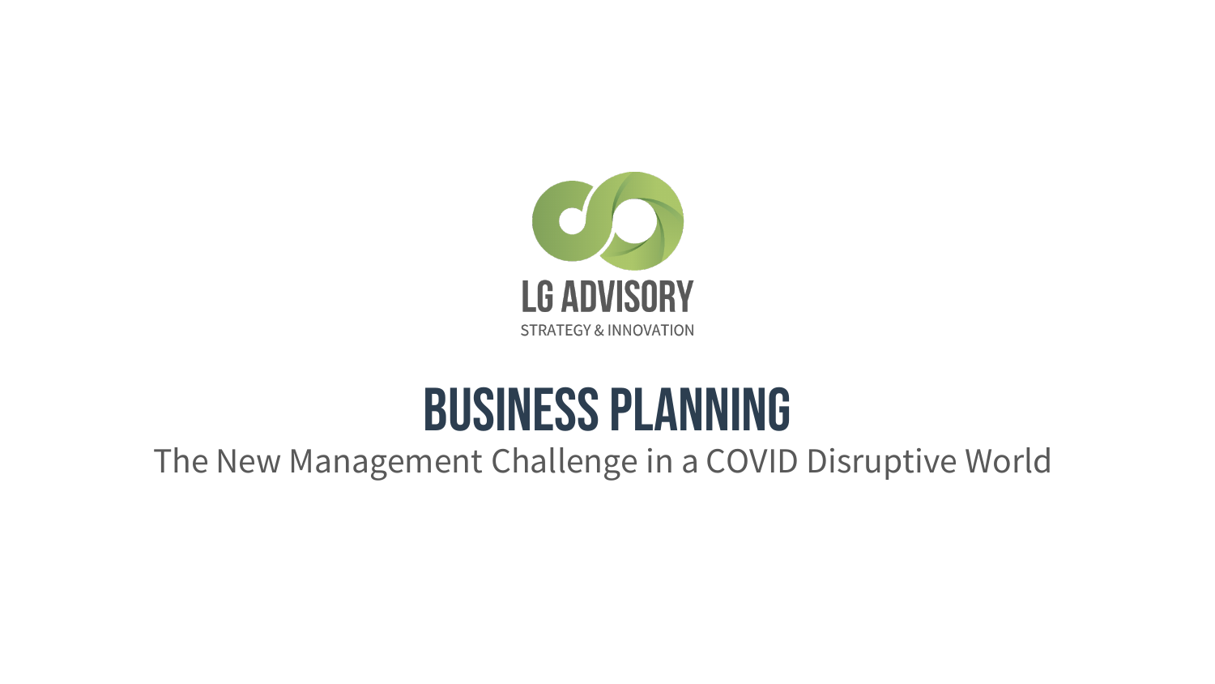LG ADVISORY

STRATEGY & INNOVATION

# BUSINESS PLANNING

The New Management Challenge in a COVID Disruptive World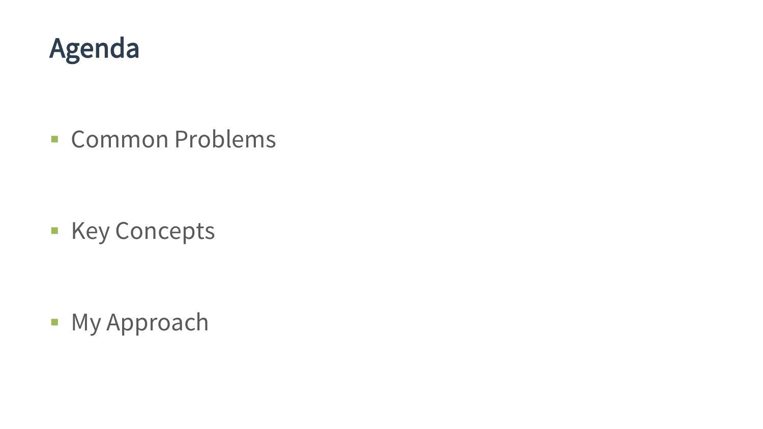# Agenda

- Common Problems
- Key Concepts
- My Approach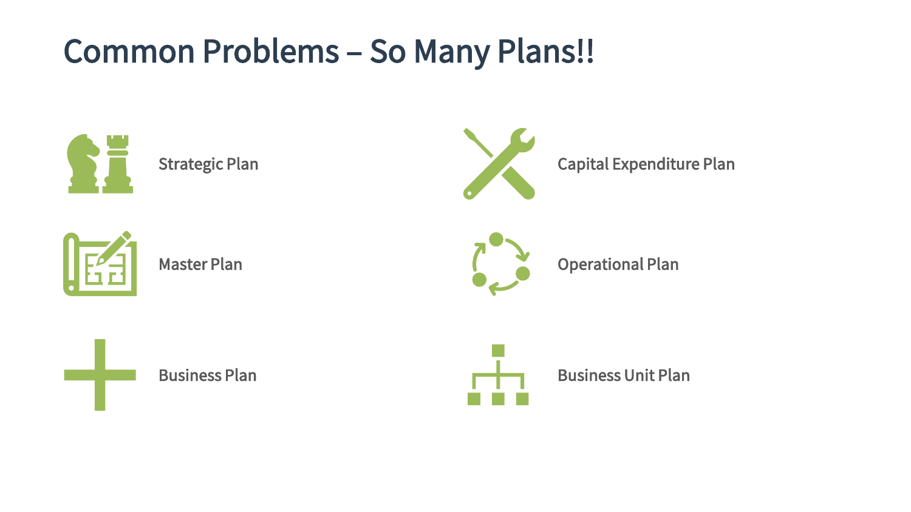# Common Problems – So Many Plans!!

- Strategic Plan
- Capital Expenditure Plan
- Master Plan
- Operational Plan
- Business Plan
- Business Unit Plan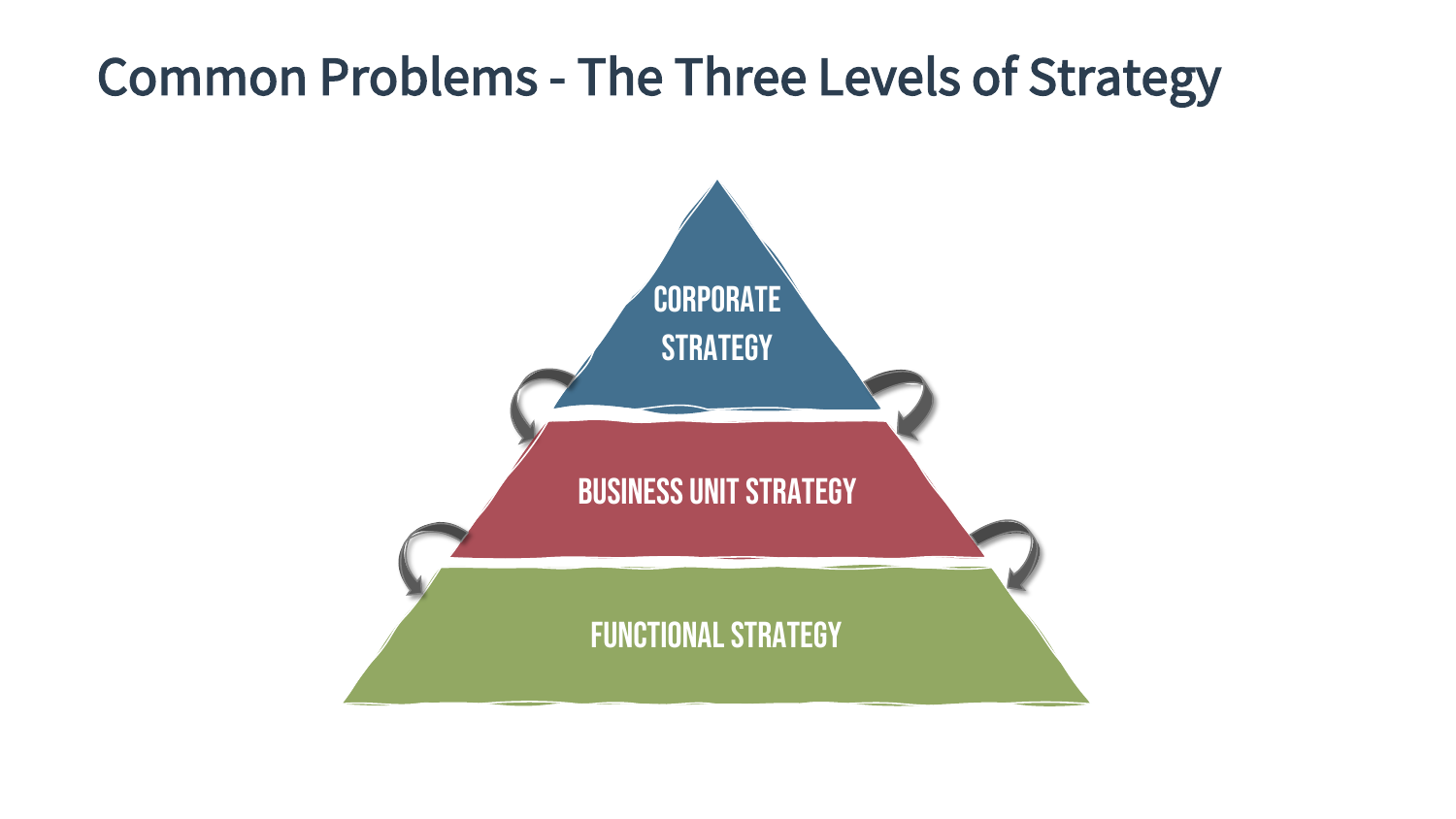# Common Problems - The Three Levels of Strategy

CORPORATE STRATEGY

BUSINESS UNIT STRATEGY

FUNCTIONAL STRATEGY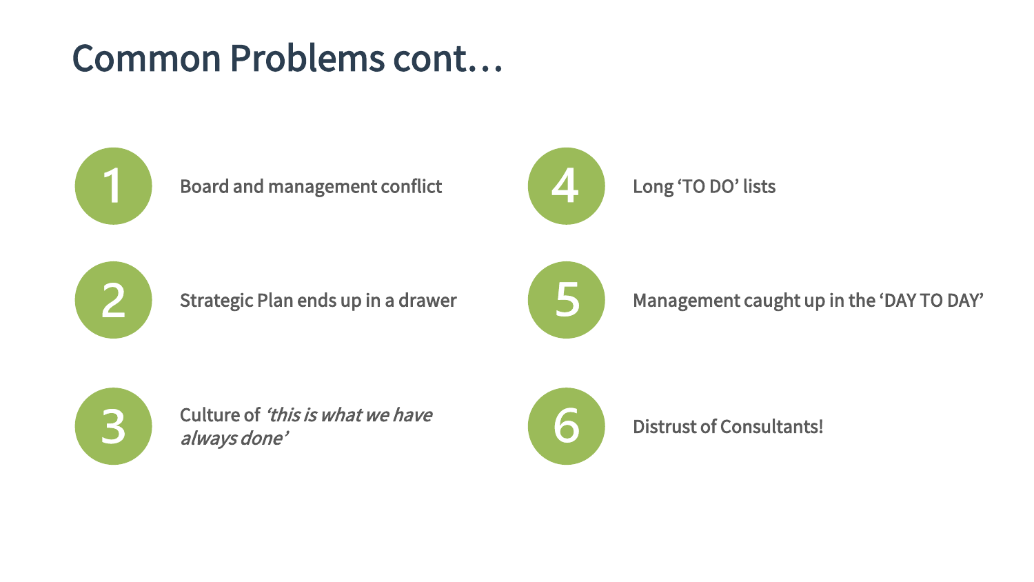# Common Problems cont…

1. Board and management conflict
2. Strategic Plan ends up in a drawer
3. Culture of *'this is what we have always done'*
4. Long 'TO DO' lists
5. Management caught up in the 'DAY TO DAY'
6. Distrust of Consultants!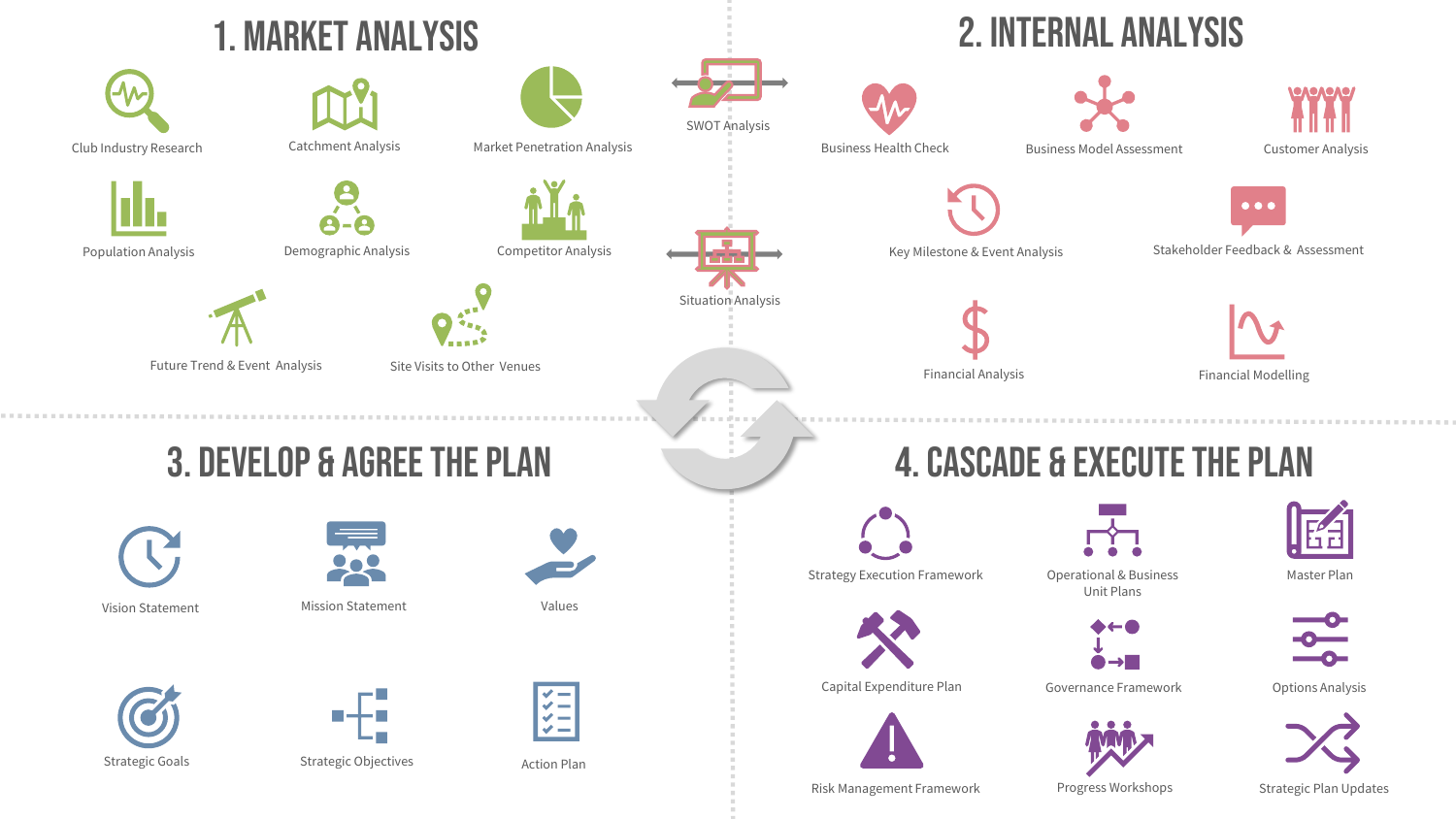## 1. MARKET ANALYSIS

- Club Industry Research
- Catchment Analysis
- Market Penetration Analysis
- Population Analysis
- Demographic Analysis
- Competitor Analysis
- Future Trend & Event Analysis
- Site Visits to Other Venues

SWOT Analysis

Situation Analysis

## 2. INTERNAL ANALYSIS

- Business Health Check
- Business Model Assessment
- Customer Analysis
- Key Milestone & Event Analysis
- Stakeholder Feedback & Assessment
- Financial Analysis
- Financial Modelling

## 3. DEVELOP & AGREE THE PLAN

- Vision Statement
- Mission Statement
- Values
- Strategic Goals
- Strategic Objectives
- Action Plan

## 4. CASCADE & EXECUTE THE PLAN

- Strategy Execution Framework
- Operational & Business Unit Plans
- Master Plan
- Capital Expenditure Plan
- Governance Framework
- Options Analysis
- Risk Management Framework
- Progress Workshops
- Strategic Plan Updates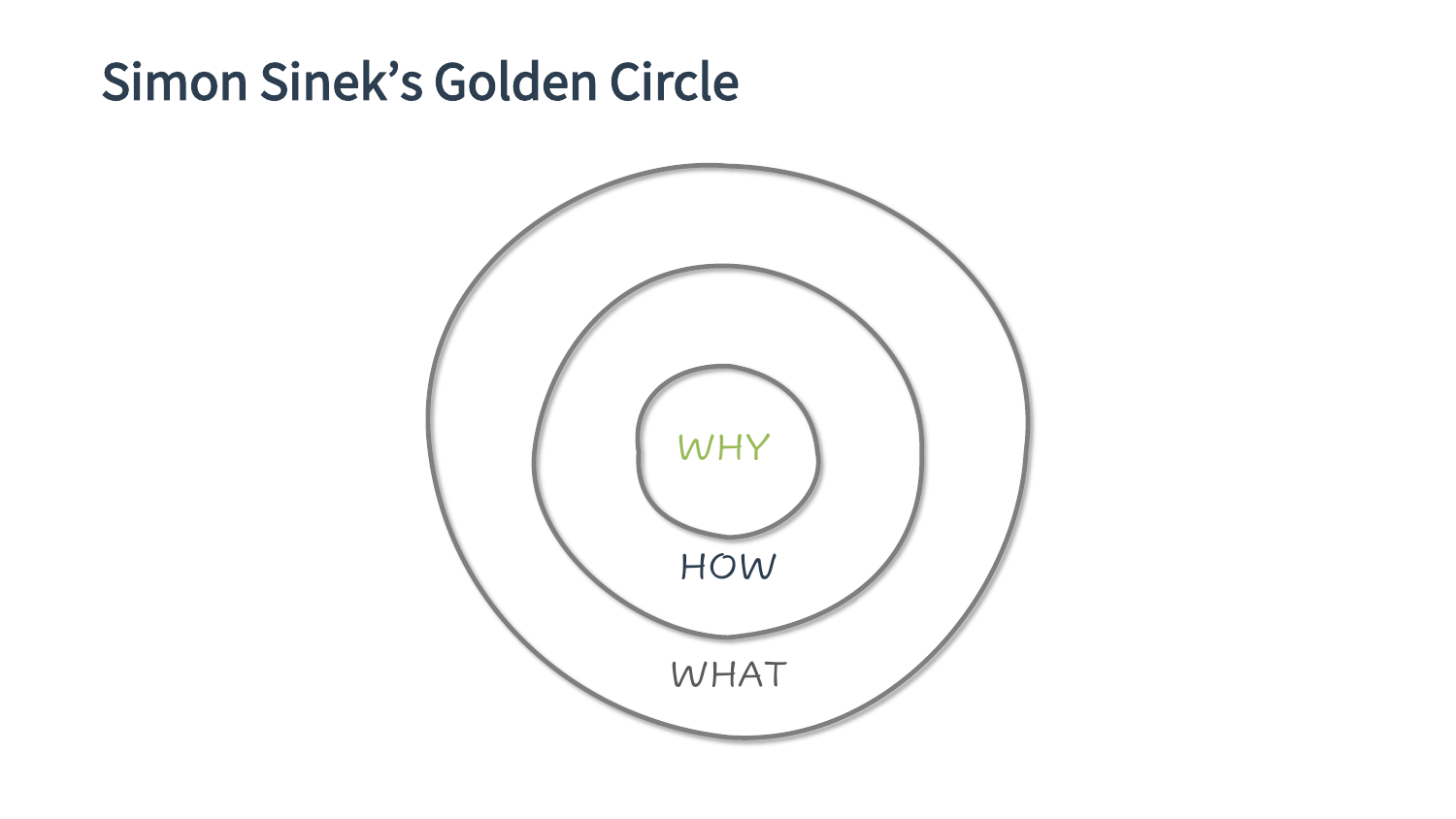# Simon Sinek's Golden Circle

WHY

HOW

WHAT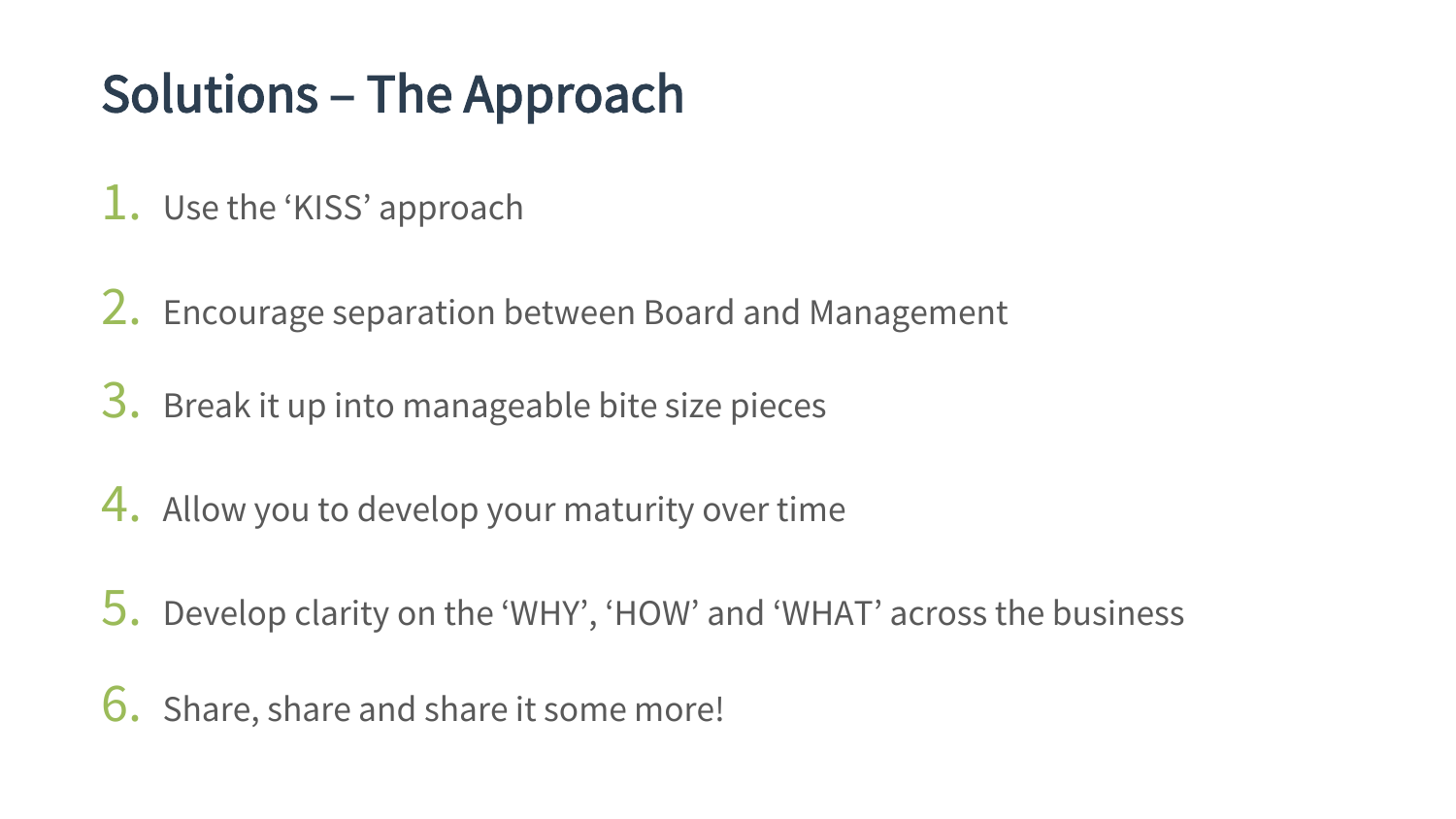# Solutions – The Approach

1. Use the 'KISS' approach
2. Encourage separation between Board and Management
3. Break it up into manageable bite size pieces
4. Allow you to develop your maturity over time
5. Develop clarity on the 'WHY', 'HOW' and 'WHAT' across the business
6. Share, share and share it some more!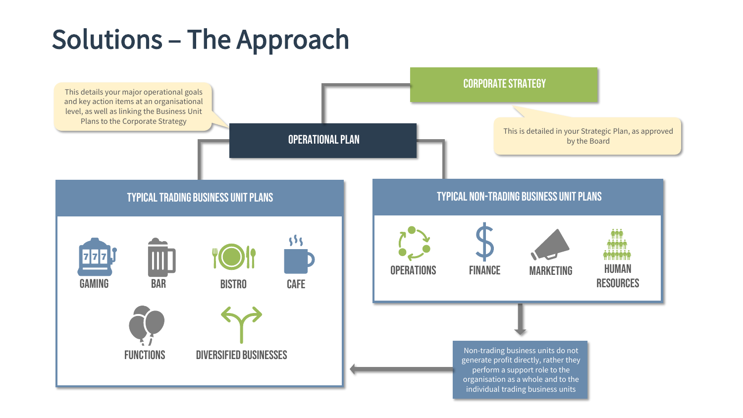# Solutions – The Approach

**CORPORATE STRATEGY**

This is detailed in your Strategic Plan, as approved by the Board

**OPERATIONAL PLAN**

This details your major operational goals and key action items at an organisational level, as well as linking the Business Unit Plans to the Corporate Strategy

## TYPICAL TRADING BUSINESS UNIT PLANS

- GAMING
- BAR
- BISTRO
- CAFE
- FUNCTIONS
- DIVERSIFIED BUSINESSES

## TYPICAL NON-TRADING BUSINESS UNIT PLANS

- OPERATIONS
- FINANCE
- MARKETING
- HUMAN RESOURCES

Non-trading business units do not generate profit directly, rather they perform a support role to the organisation as a whole and to the individual trading business units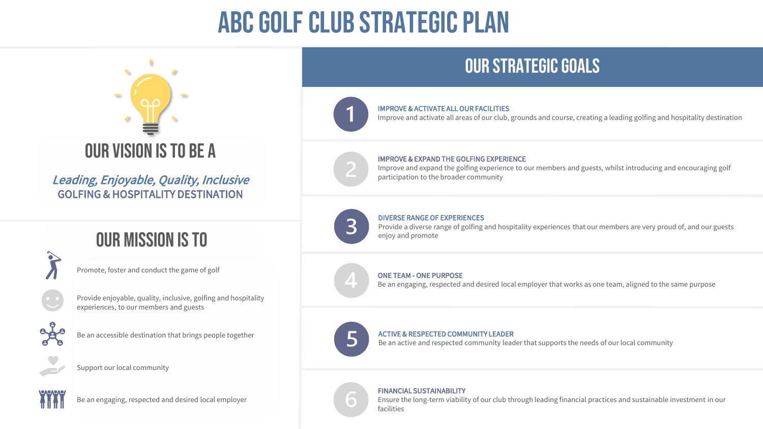# ABC GOLF CLUB STRATEGIC PLAN

## OUR VISION IS TO BE A

*Leading, Enjoyable, Quality, Inclusive*
GOLFING & HOSPITALITY DESTINATION

## OUR MISSION IS TO

- Promote, foster and conduct the game of golf
- Provide enjoyable, quality, inclusive, golfing and hospitality experiences, to our members and guests
- Be an accessible destination that brings people together
- Support our local community
- Be an engaging, respected and desired local employer

## OUR STRATEGIC GOALS

1. **IMPROVE & ACTIVATE ALL OUR FACILITIES**
   Improve and activate all areas of our club, grounds and course, creating a leading golfing and hospitality destination

2. **IMPROVE & EXPAND THE GOLFING EXPERIENCE**
   Improve and expand the golfing experience to our members and guests, whilst introducing and encouraging golf participation to the broader community

3. **DIVERSE RANGE OF EXPERIENCES**
   Provide a diverse range of golfing and hospitality experiences that our members are very proud of, and our guests enjoy and promote

4. **ONE TEAM - ONE PURPOSE**
   Be an engaging, respected and desired local employer that works as one team, aligned to the same purpose

5. **ACTIVE & RESPECTED COMMUNITY LEADER**
   Be an active and respected community leader that supports the needs of our local community

6. **FINANCIAL SUSTAINABILITY**
   Ensure the long-term viability of our club through leading financial practices and sustainable investment in our facilities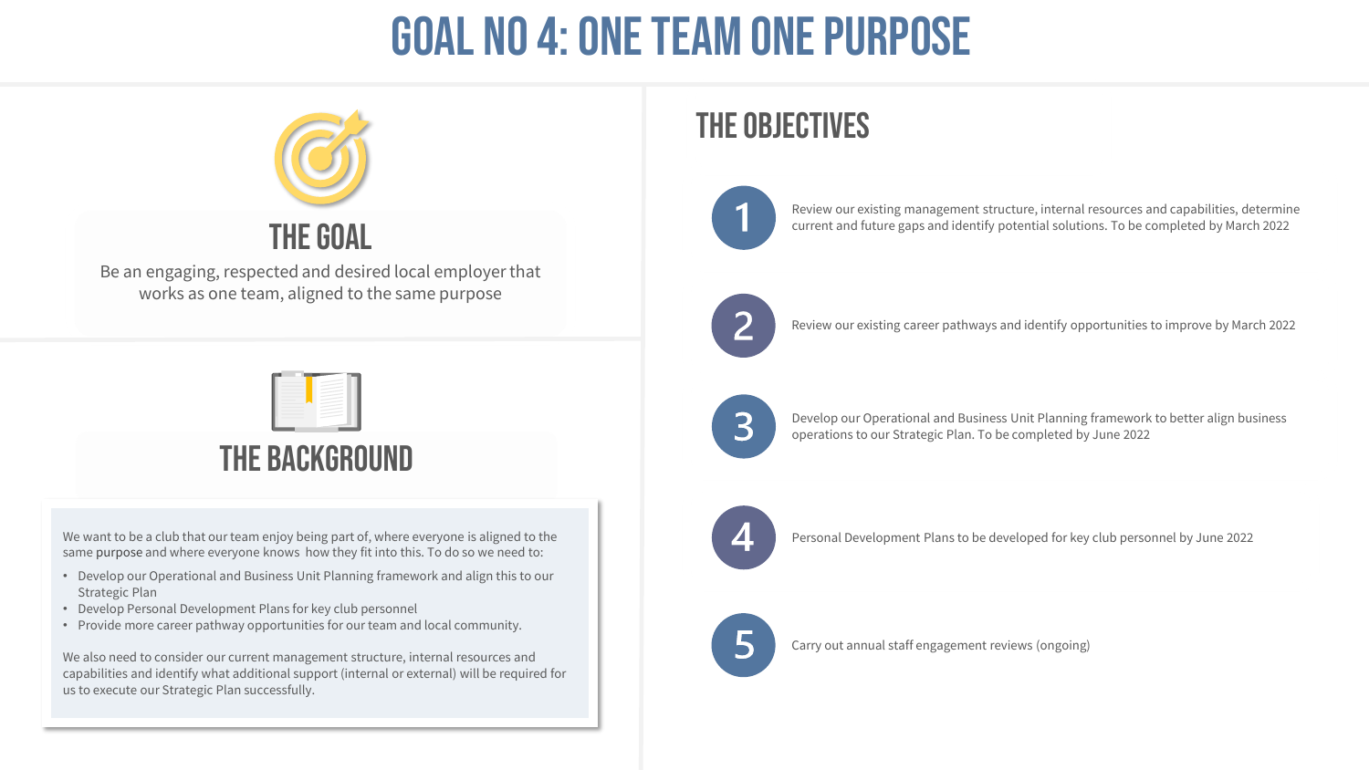# GOAL NO 4: ONE TEAM ONE PURPOSE

## THE GOAL

Be an engaging, respected and desired local employer that works as one team, aligned to the same purpose

## THE BACKGROUND

We want to be a club that our team enjoy being part of, where everyone is aligned to the same purpose and where everyone knows how they fit into this. To do so we need to:

- Develop our Operational and Business Unit Planning framework and align this to our Strategic Plan
- Develop Personal Development Plans for key club personnel
- Provide more career pathway opportunities for our team and local community.

We also need to consider our current management structure, internal resources and capabilities and identify what additional support (internal or external) will be required for us to execute our Strategic Plan successfully.

## THE OBJECTIVES

1. Review our existing management structure, internal resources and capabilities, determine current and future gaps and identify potential solutions. To be completed by March 2022
2. Review our existing career pathways and identify opportunities to improve by March 2022
3. Develop our Operational and Business Unit Planning framework to better align business operations to our Strategic Plan. To be completed by June 2022
4. Personal Development Plans to be developed for key club personnel by June 2022
5. Carry out annual staff engagement reviews (ongoing)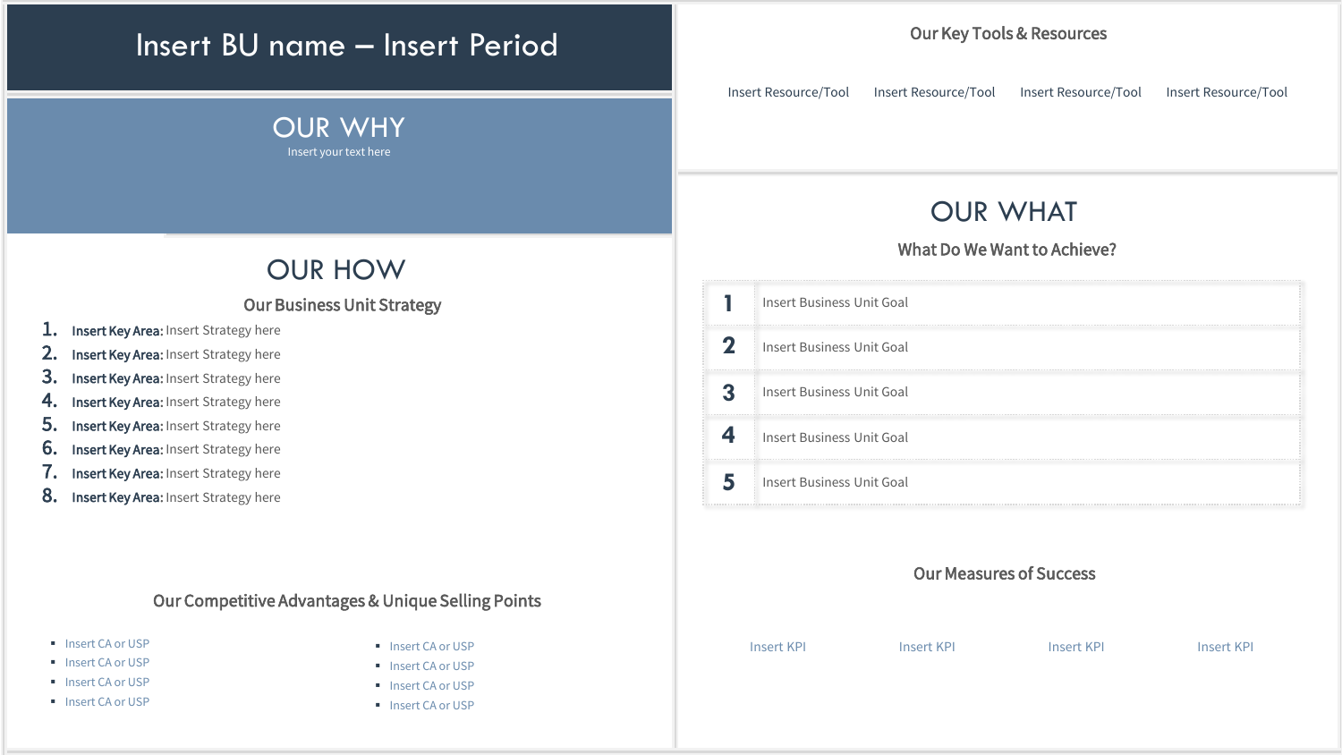# Insert BU name – Insert Period

## OUR WHY

Insert your text here

## OUR HOW

### Our Business Unit Strategy

1. **Insert Key Area:** Insert Strategy here
2. **Insert Key Area:** Insert Strategy here
3. **Insert Key Area:** Insert Strategy here
4. **Insert Key Area:** Insert Strategy here
5. **Insert Key Area:** Insert Strategy here
6. **Insert Key Area:** Insert Strategy here
7. **Insert Key Area:** Insert Strategy here
8. **Insert Key Area:** Insert Strategy here

### Our Competitive Advantages & Unique Selling Points

- Insert CA or USP
- Insert CA or USP
- Insert CA or USP
- Insert CA or USP
- Insert CA or USP
- Insert CA or USP
- Insert CA or USP
- Insert CA or USP

### Our Key Tools & Resources

Insert Resource/Tool | Insert Resource/Tool | Insert Resource/Tool | Insert Resource/Tool

## OUR WHAT

### What Do We Want to Achieve?

| | |
|---|---|
| 1 | Insert Business Unit Goal |
| 2 | Insert Business Unit Goal |
| 3 | Insert Business Unit Goal |
| 4 | Insert Business Unit Goal |
| 5 | Insert Business Unit Goal |

### Our Measures of Success

Insert KPI | Insert KPI | Insert KPI | Insert KPI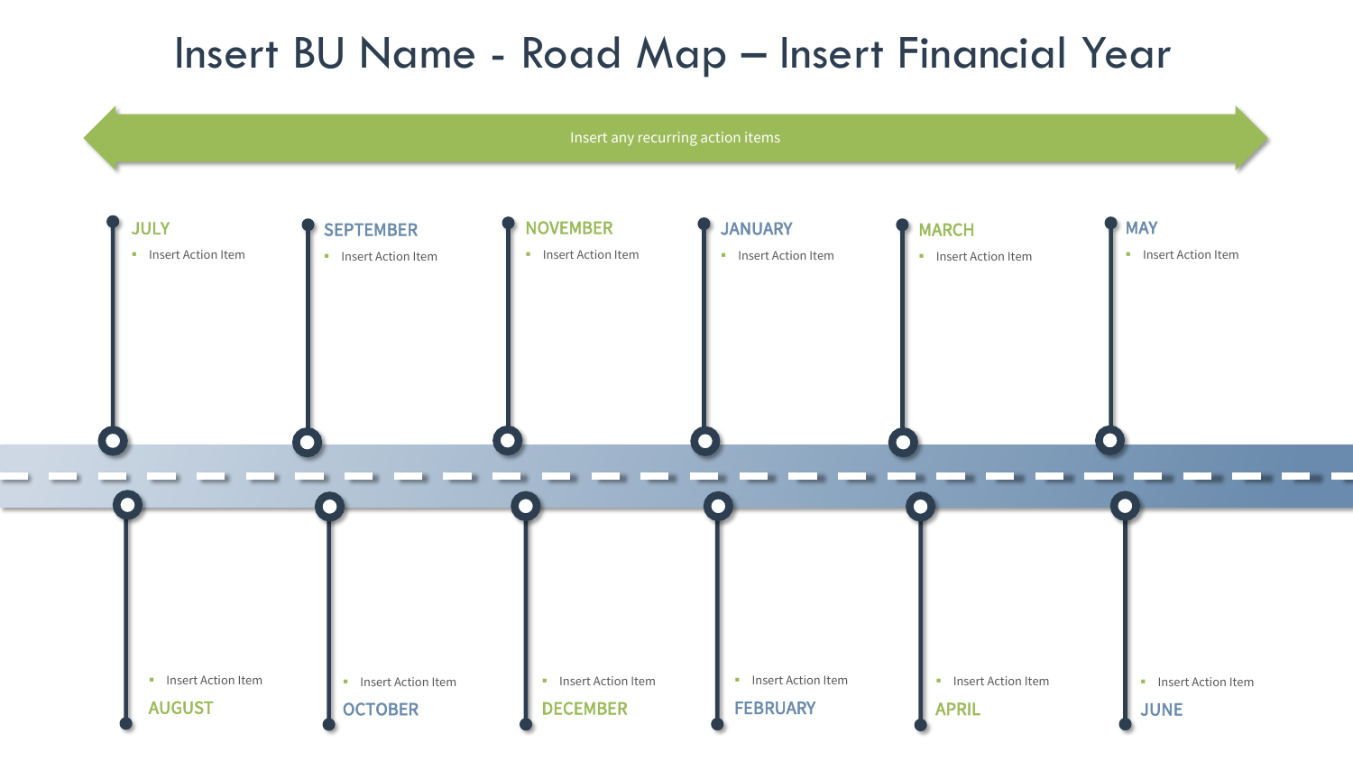# Insert BU Name - Road Map – Insert Financial Year

Insert any recurring action items

### JULY
- Insert Action Item

### AUGUST
- Insert Action Item

### SEPTEMBER
- Insert Action Item

### OCTOBER
- Insert Action Item

### NOVEMBER
- Insert Action Item

### DECEMBER
- Insert Action Item

### JANUARY
- Insert Action Item

### FEBRUARY
- Insert Action Item

### MARCH
- Insert Action Item

### APRIL
- Insert Action Item

### MAY
- Insert Action Item

### JUNE
- Insert Action Item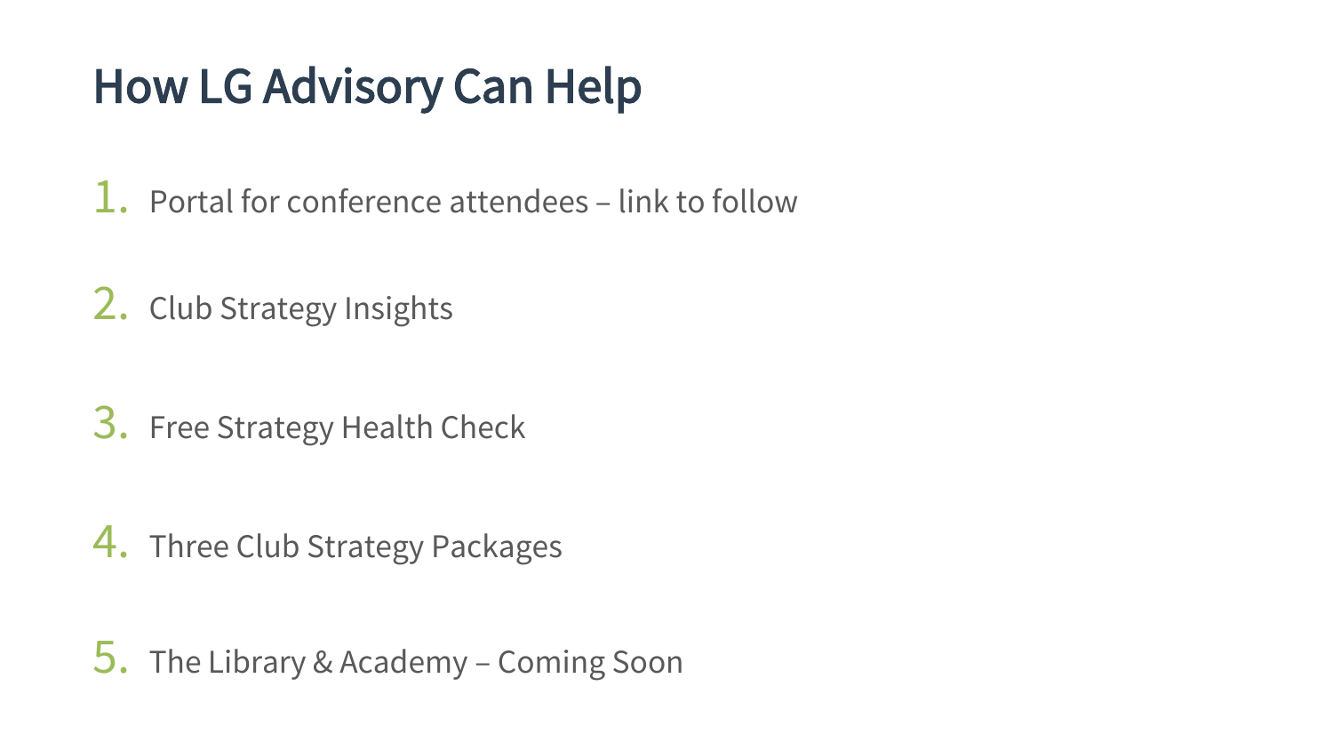# How LG Advisory Can Help

1. Portal for conference attendees – link to follow
2. Club Strategy Insights
3. Free Strategy Health Check
4. Three Club Strategy Packages
5. The Library & Academy – Coming Soon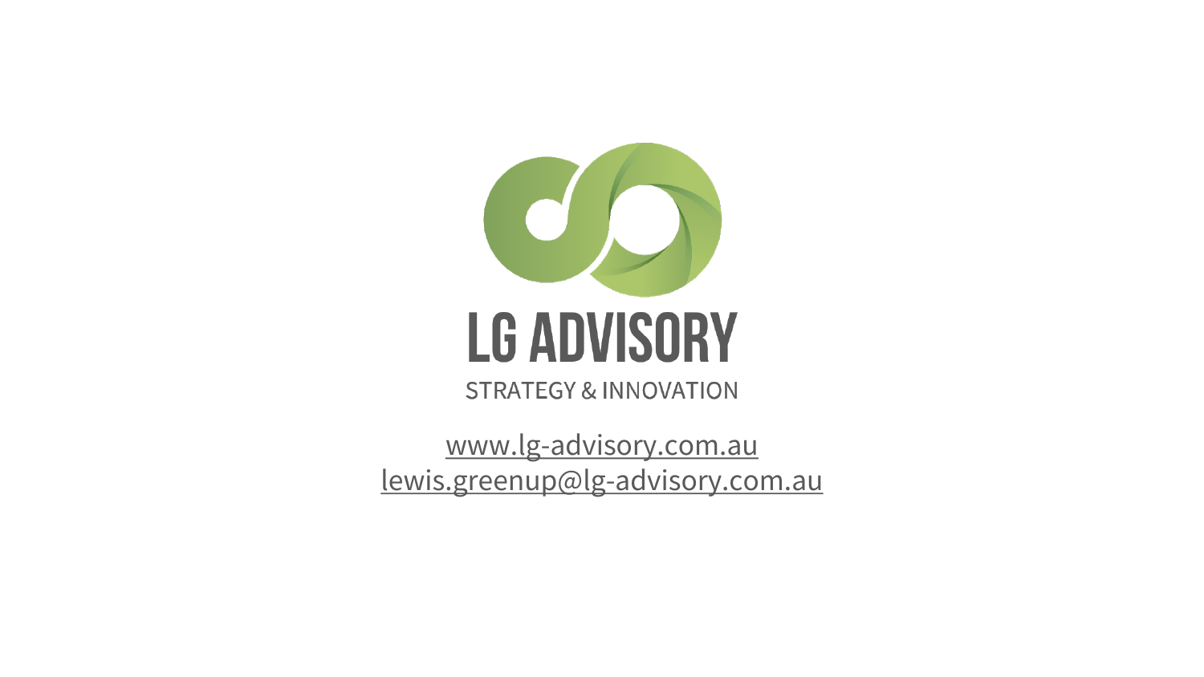LG ADVISORY

STRATEGY & INNOVATION

www.lg-advisory.com.au

lewis.greenup@lg-advisory.com.au